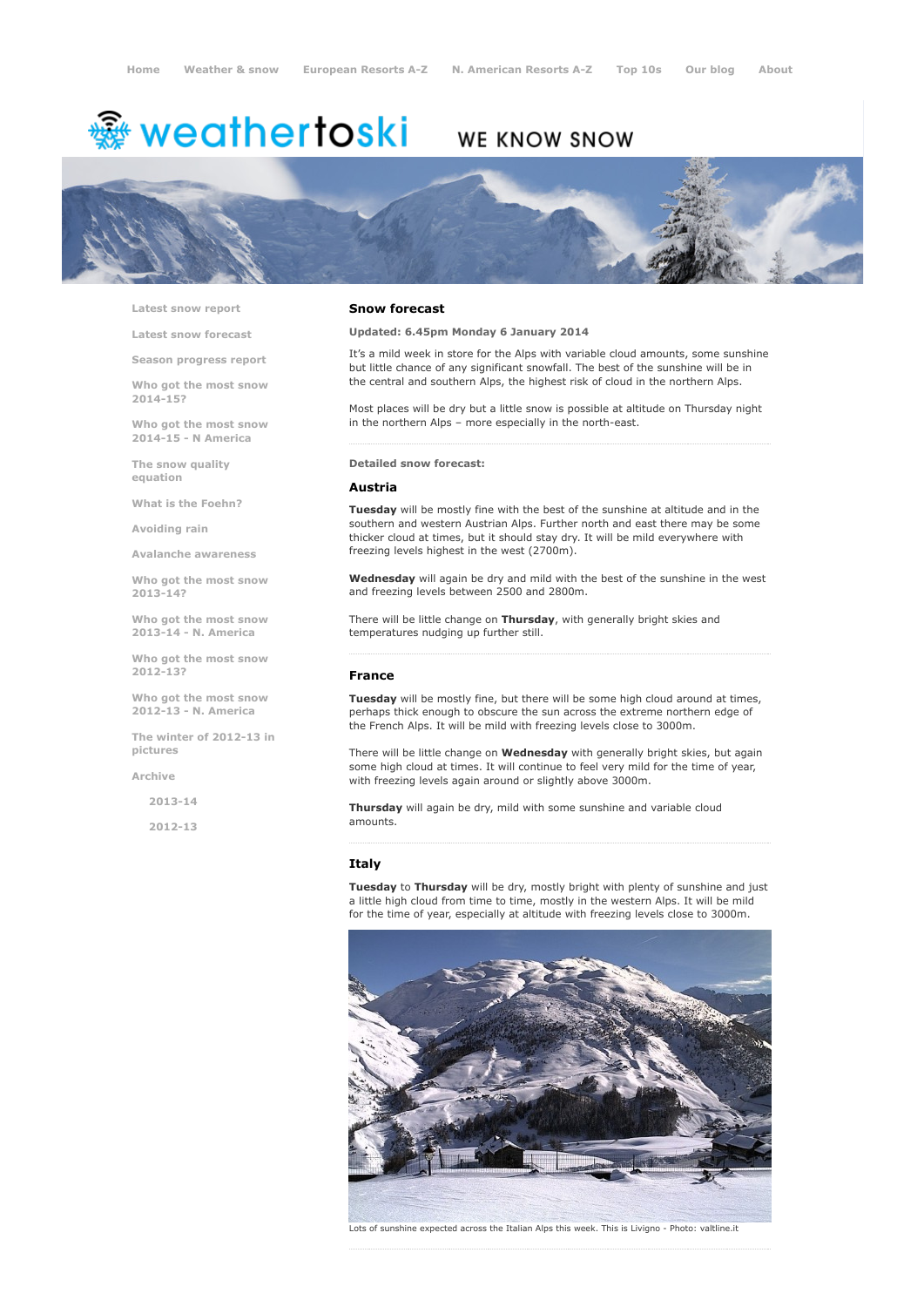Home | Weather & snow | European Resorts A-Z | N. American Resorts A-Z | Top 10s | Our blog | About

weathertoski

WE KNOW SNOW

- Latest snow report
- Latest snow forecast
- Season progress report
- Who got the most snow 2014-15?
- Who got the most snow 2014-15 - N America
- The snow quality equation
- What is the Foehn?
- Avoiding rain
- Avalanche awareness
- Who got the most snow 2013-14?
- Who got the most snow 2013-14 - N. America
- Who got the most snow 2012-13?
- Who got the most snow 2012-13 - N. America
- The winter of 2012-13 in pictures
- Archive
  - 2013-14
  - 2012-13

## Snow forecast

**Updated: 6.45pm Monday 6 January 2014**

It's a mild week in store for the Alps with variable cloud amounts, some sunshine but little chance of any significant snowfall. The best of the sunshine will be in the central and southern Alps, the highest risk of cloud in the northern Alps.

Most places will be dry but a little snow is possible at altitude on Thursday night in the northern Alps – more especially in the north-east.

**Detailed snow forecast:**

### Austria

**Tuesday** will be mostly fine with the best of the sunshine at altitude and in the southern and western Austrian Alps. Further north and east there may be some thicker cloud at times, but it should stay dry. It will be mild everywhere with freezing levels highest in the west (2700m).

**Wednesday** will again be dry and mild with the best of the sunshine in the west and freezing levels between 2500 and 2800m.

There will be little change on **Thursday**, with generally bright skies and temperatures nudging up further still.

### France

**Tuesday** will be mostly fine, but there will be some high cloud around at times, perhaps thick enough to obscure the sun across the extreme northern edge of the French Alps. It will be mild with freezing levels close to 3000m.

There will be little change on **Wednesday** with generally bright skies, but again some high cloud at times. It will continue to feel very mild for the time of year, with freezing levels again around or slightly above 3000m.

**Thursday** will again be dry, mild with some sunshine and variable cloud amounts.

### Italy

**Tuesday** to **Thursday** will be dry, mostly bright with plenty of sunshine and just a little high cloud from time to time, mostly in the western Alps. It will be mild for the time of year, especially at altitude with freezing levels close to 3000m.

Lots of sunshine expected across the Italian Alps this week. This is Livigno - Photo: valtline.it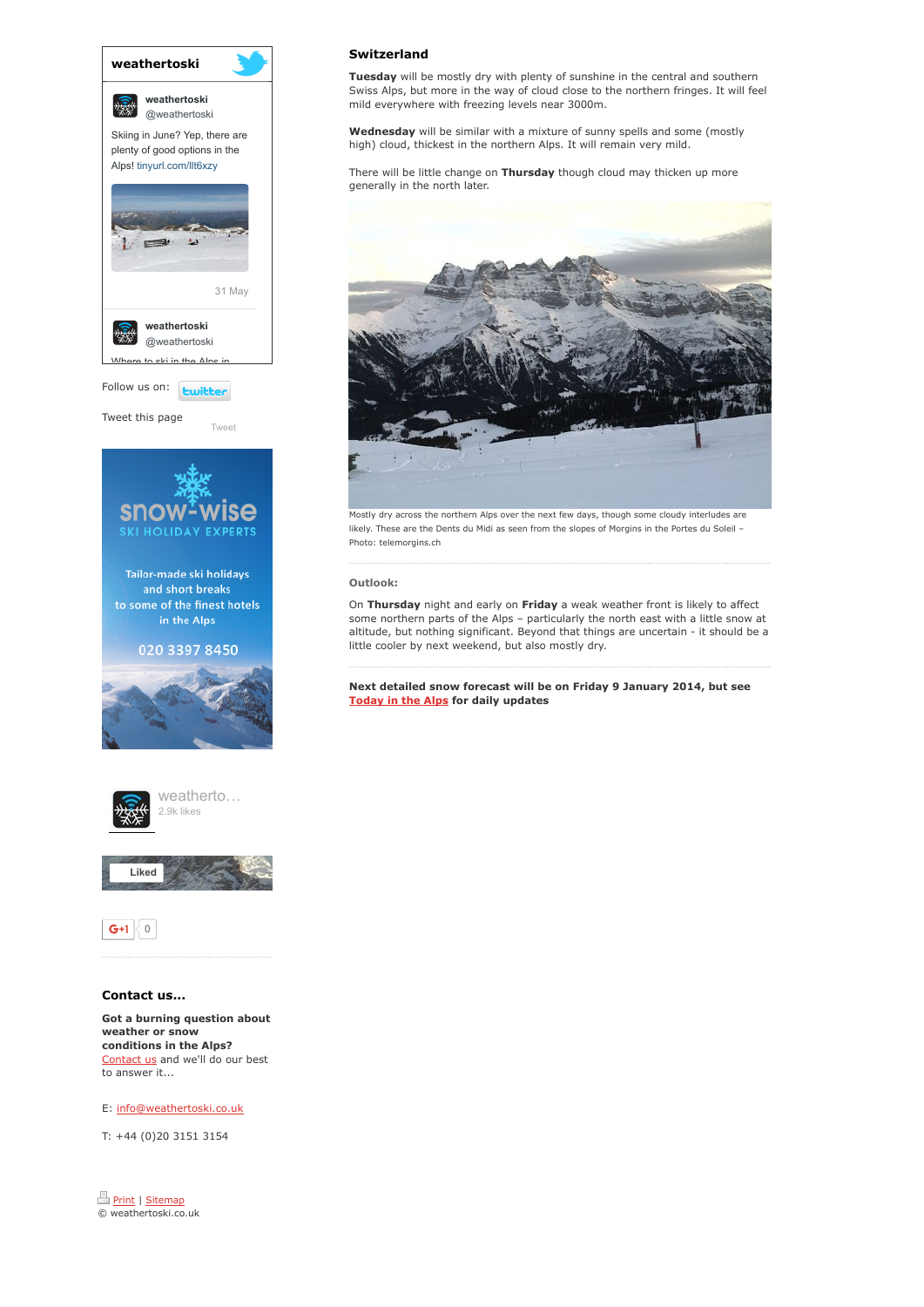## Switzerland

**Tuesday** will be mostly dry with plenty of sunshine in the central and southern Swiss Alps, but more in the way of cloud close to the northern fringes. It will feel mild everywhere with freezing levels near 3000m.

**Wednesday** will be similar with a mixture of sunny spells and some (mostly high) cloud, thickest in the northern Alps. It will remain very mild.

There will be little change on **Thursday** though cloud may thicken up more generally in the north later.

Mostly dry across the northern Alps over the next few days, though some cloudy interludes are likely. These are the Dents du Midi as seen from the slopes of Morgins in the Portes du Soleil – Photo: telemorgins.ch

---

**Outlook:**

On **Thursday** night and early on **Friday** a weak weather front is likely to affect some northern parts of the Alps – particularly the north east with a little snow at altitude, but nothing significant. Beyond that things are uncertain - it should be a little cooler by next weekend, but also mostly dry.

---

**Next detailed snow forecast will be on Friday 9 January 2014, but see Today in the Alps for daily updates**

**weathertoski**

weathertoski
@weathertoski

Skiing in June? Yep, there are plenty of good options in the Alps! tinyurl.com/llt6xzy

31 May

weathertoski
@weathertoski

Where to ski in the Alps in

Follow us on: twitter

Tweet this page

Tweet

snow-wise
SKI HOLIDAY EXPERTS

Tailor-made ski holidays and short breaks to some of the finest hotels in the Alps

020 3397 8450

weatherto...
2.9k likes

Liked

G+1 0

---

### Contact us...

**Got a burning question about weather or snow conditions in the Alps?**
Contact us and we'll do our best to answer it...

E: info@weathertoski.co.uk

T: +44 (0)20 3151 3154

Print | Sitemap
© weathertoski.co.uk